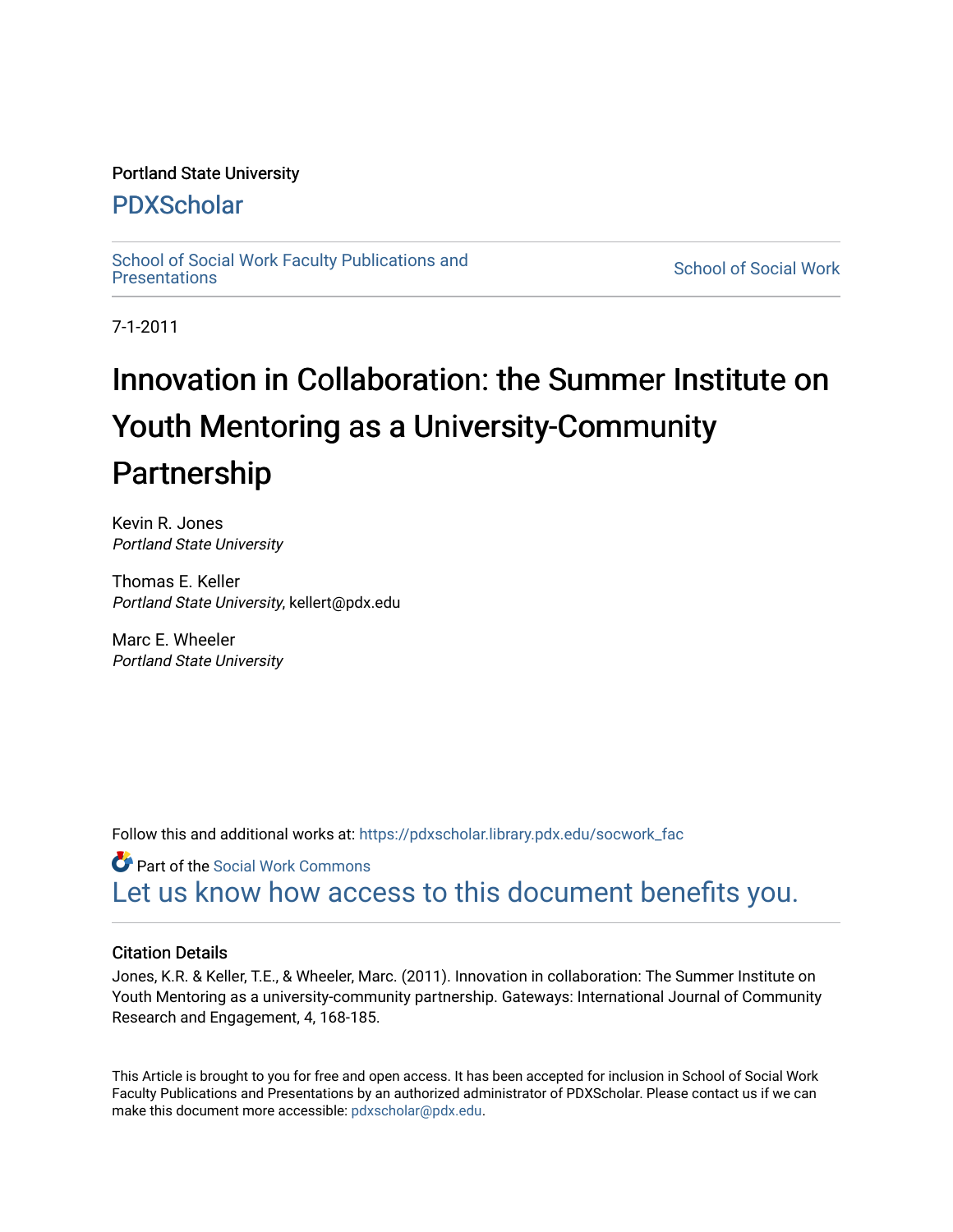Portland State University

# PDXScholar

School of Social Work Faculty Publications and Presentations

School of Social Work

7-1-2011

# Innovation in Collaboration: the Summer Institute on Youth Mentoring as a University-Community Partnership

Kevin R. Jones
*Portland State University*

Thomas E. Keller
*Portland State University*, kellert@pdx.edu

Marc E. Wheeler
*Portland State University*

Follow this and additional works at: https://pdxscholar.library.pdx.edu/socwork_fac

Part of the Social Work Commons

Let us know how access to this document benefits you.

## Citation Details

Jones, K.R. & Keller, T.E., & Wheeler, Marc. (2011). Innovation in collaboration: The Summer Institute on Youth Mentoring as a university-community partnership. Gateways: International Journal of Community Research and Engagement, 4, 168-185.

This Article is brought to you for free and open access. It has been accepted for inclusion in School of Social Work Faculty Publications and Presentations by an authorized administrator of PDXScholar. Please contact us if we can make this document more accessible: pdxscholar@pdx.edu.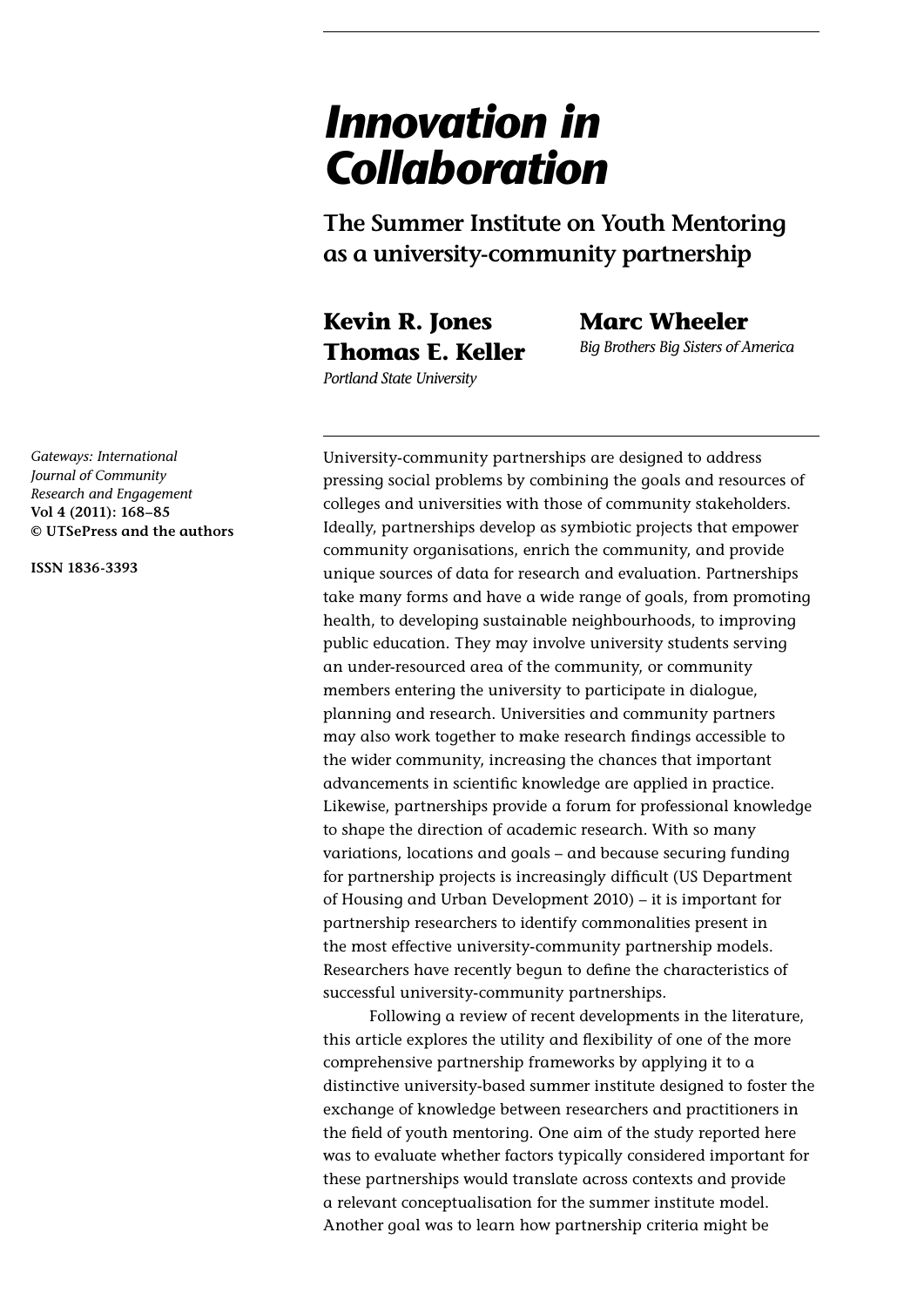# Innovation in Collaboration

## The Summer Institute on Youth Mentoring as a university-community partnership

**Kevin R. Jones**
**Thomas E. Keller**
*Portland State University*

**Marc Wheeler**
*Big Brothers Big Sisters of America*

*Gateways: International Journal of Community Research and Engagement*
**Vol 4 (2011): 168–85**
**© UTSePress and the authors**

**ISSN 1836-3393**

University-community partnerships are designed to address pressing social problems by combining the goals and resources of colleges and universities with those of community stakeholders. Ideally, partnerships develop as symbiotic projects that empower community organisations, enrich the community, and provide unique sources of data for research and evaluation. Partnerships take many forms and have a wide range of goals, from promoting health, to developing sustainable neighbourhoods, to improving public education. They may involve university students serving an under-resourced area of the community, or community members entering the university to participate in dialogue, planning and research. Universities and community partners may also work together to make research findings accessible to the wider community, increasing the chances that important advancements in scientific knowledge are applied in practice. Likewise, partnerships provide a forum for professional knowledge to shape the direction of academic research. With so many variations, locations and goals – and because securing funding for partnership projects is increasingly difficult (US Department of Housing and Urban Development 2010) – it is important for partnership researchers to identify commonalities present in the most effective university-community partnership models. Researchers have recently begun to define the characteristics of successful university-community partnerships.

Following a review of recent developments in the literature, this article explores the utility and flexibility of one of the more comprehensive partnership frameworks by applying it to a distinctive university-based summer institute designed to foster the exchange of knowledge between researchers and practitioners in the field of youth mentoring. One aim of the study reported here was to evaluate whether factors typically considered important for these partnerships would translate across contexts and provide a relevant conceptualisation for the summer institute model. Another goal was to learn how partnership criteria might be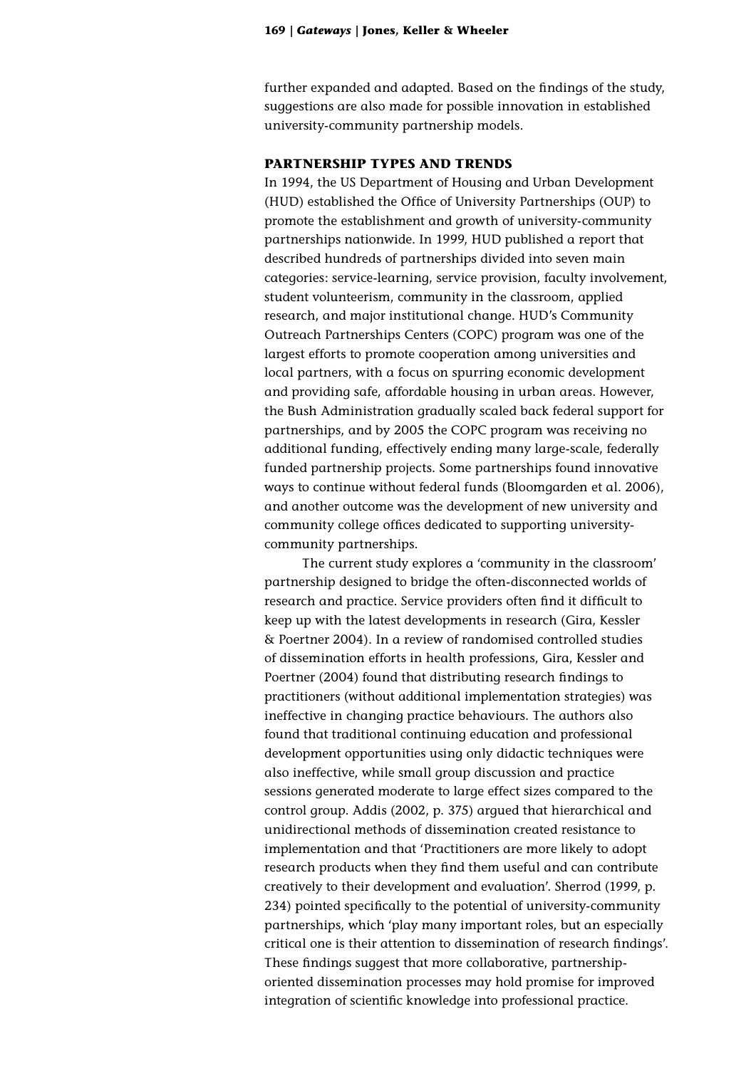further expanded and adapted. Based on the findings of the study, suggestions are also made for possible innovation in established university-community partnership models.

## PARTNERSHIP TYPES AND TRENDS

In 1994, the US Department of Housing and Urban Development (HUD) established the Office of University Partnerships (OUP) to promote the establishment and growth of university-community partnerships nationwide. In 1999, HUD published a report that described hundreds of partnerships divided into seven main categories: service-learning, service provision, faculty involvement, student volunteerism, community in the classroom, applied research, and major institutional change. HUD's Community Outreach Partnerships Centers (COPC) program was one of the largest efforts to promote cooperation among universities and local partners, with a focus on spurring economic development and providing safe, affordable housing in urban areas. However, the Bush Administration gradually scaled back federal support for partnerships, and by 2005 the COPC program was receiving no additional funding, effectively ending many large-scale, federally funded partnership projects. Some partnerships found innovative ways to continue without federal funds (Bloomgarden et al. 2006), and another outcome was the development of new university and community college offices dedicated to supporting university-community partnerships.

The current study explores a 'community in the classroom' partnership designed to bridge the often-disconnected worlds of research and practice. Service providers often find it difficult to keep up with the latest developments in research (Gira, Kessler & Poertner 2004). In a review of randomised controlled studies of dissemination efforts in health professions, Gira, Kessler and Poertner (2004) found that distributing research findings to practitioners (without additional implementation strategies) was ineffective in changing practice behaviours. The authors also found that traditional continuing education and professional development opportunities using only didactic techniques were also ineffective, while small group discussion and practice sessions generated moderate to large effect sizes compared to the control group. Addis (2002, p. 375) argued that hierarchical and unidirectional methods of dissemination created resistance to implementation and that 'Practitioners are more likely to adopt research products when they find them useful and can contribute creatively to their development and evaluation'. Sherrod (1999, p. 234) pointed specifically to the potential of university-community partnerships, which 'play many important roles, but an especially critical one is their attention to dissemination of research findings'. These findings suggest that more collaborative, partnership-oriented dissemination processes may hold promise for improved integration of scientific knowledge into professional practice.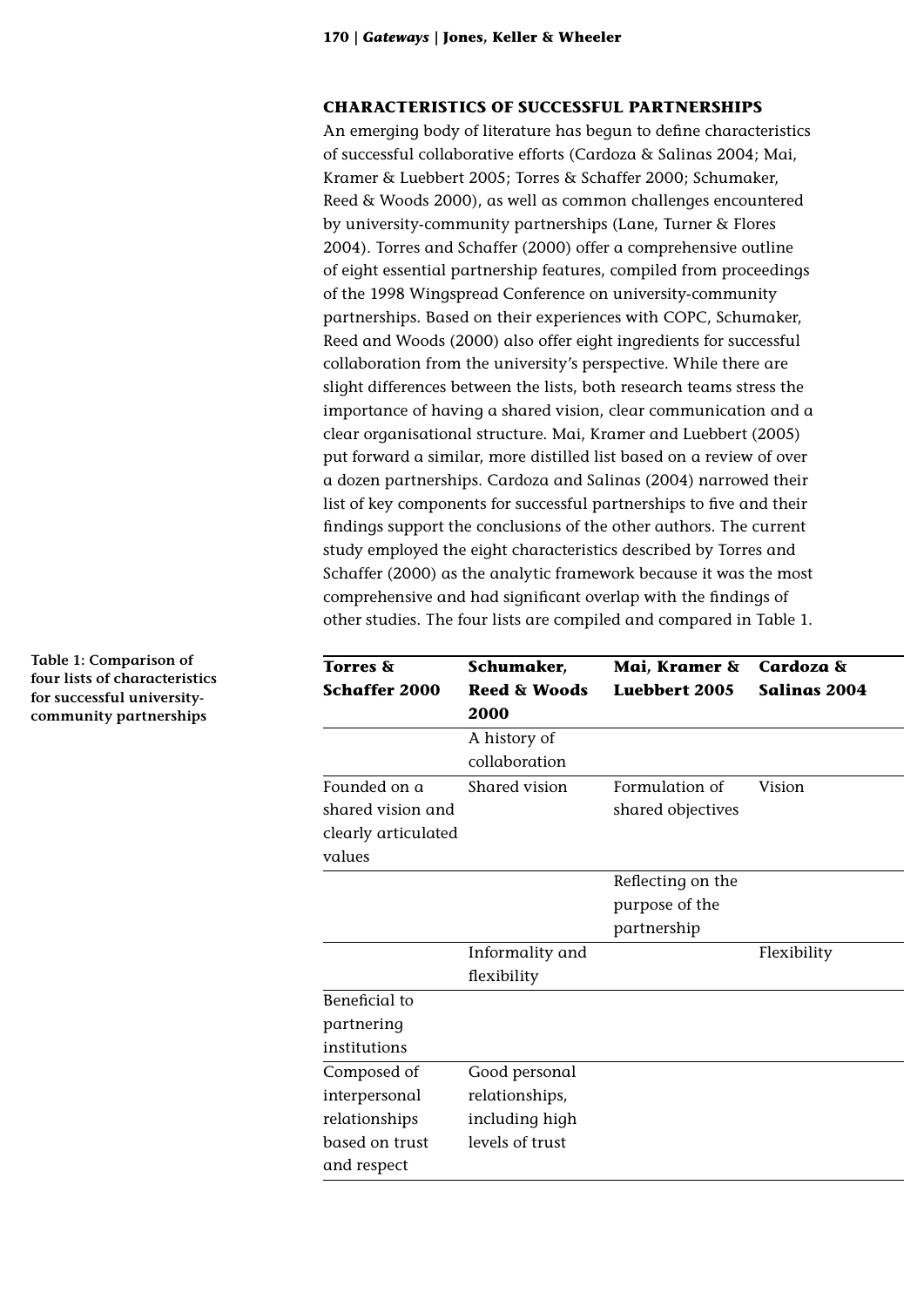## CHARACTERISTICS OF SUCCESSFUL PARTNERSHIPS

An emerging body of literature has begun to define characteristics of successful collaborative efforts (Cardoza & Salinas 2004; Mai, Kramer & Luebbert 2005; Torres & Schaffer 2000; Schumaker, Reed & Woods 2000), as well as common challenges encountered by university-community partnerships (Lane, Turner & Flores 2004). Torres and Schaffer (2000) offer a comprehensive outline of eight essential partnership features, compiled from proceedings of the 1998 Wingspread Conference on university-community partnerships. Based on their experiences with COPC, Schumaker, Reed and Woods (2000) also offer eight ingredients for successful collaboration from the university's perspective. While there are slight differences between the lists, both research teams stress the importance of having a shared vision, clear communication and a clear organisational structure. Mai, Kramer and Luebbert (2005) put forward a similar, more distilled list based on a review of over a dozen partnerships. Cardoza and Salinas (2004) narrowed their list of key components for successful partnerships to five and their findings support the conclusions of the other authors. The current study employed the eight characteristics described by Torres and Schaffer (2000) as the analytic framework because it was the most comprehensive and had significant overlap with the findings of other studies. The four lists are compiled and compared in Table 1.

**Table 1: Comparison of four lists of characteristics for successful university-community partnerships**

| Torres & Schaffer 2000 | Schumaker, Reed & Woods 2000 | Mai, Kramer & Luebbert 2005 | Cardoza & Salinas 2004 |
|---|---|---|---|
| | A history of collaboration | | |
| Founded on a shared vision and clearly articulated values | Shared vision | Formulation of shared objectives | Vision |
| | | Reflecting on the purpose of the partnership | |
| | Informality and flexibility | | Flexibility |
| Beneficial to partnering institutions | | | |
| Composed of interpersonal relationships based on trust and respect | Good personal relationships, including high levels of trust | | |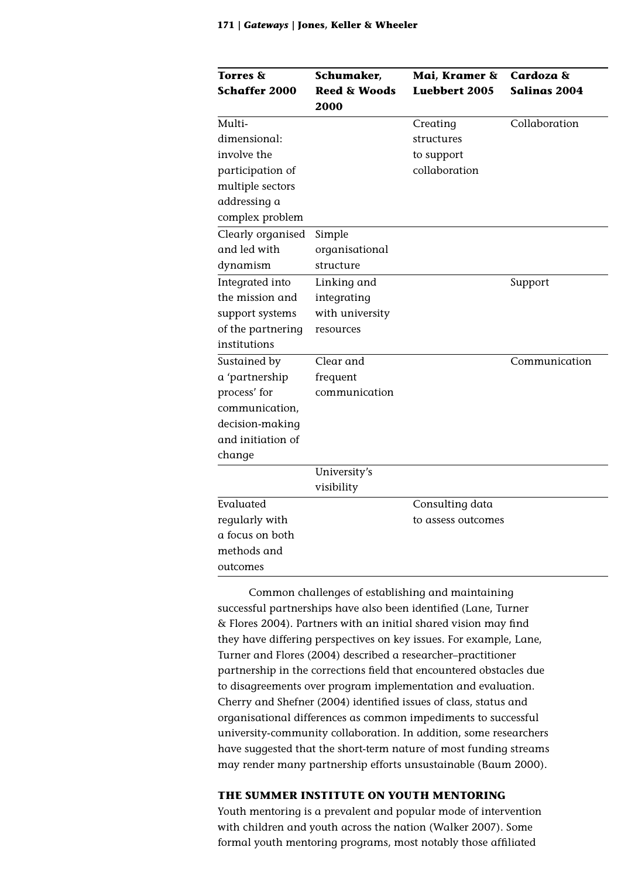| Torres & Schaffer 2000 | Schumaker, Reed & Woods 2000 | Mai, Kramer & Luebbert 2005 | Cardoza & Salinas 2004 |
|---|---|---|---|
| Multi-dimensional: involve the participation of multiple sectors addressing a complex problem | | Creating structures to support collaboration | Collaboration |
| Clearly organised and led with dynamism | Simple organisational structure | | |
| Integrated into the mission and support systems of the partnering institutions | Linking and integrating with university resources | | Support |
| Sustained by a 'partnership process' for communication, decision-making and initiation of change | Clear and frequent communication | | Communication |
| | University's visibility | | |
| Evaluated regularly with a focus on both methods and outcomes | | Consulting data to assess outcomes | |

Common challenges of establishing and maintaining successful partnerships have also been identified (Lane, Turner & Flores 2004). Partners with an initial shared vision may find they have differing perspectives on key issues. For example, Lane, Turner and Flores (2004) described a researcher–practitioner partnership in the corrections field that encountered obstacles due to disagreements over program implementation and evaluation. Cherry and Shefner (2004) identified issues of class, status and organisational differences as common impediments to successful university-community collaboration. In addition, some researchers have suggested that the short-term nature of most funding streams may render many partnership efforts unsustainable (Baum 2000).

## THE SUMMER INSTITUTE ON YOUTH MENTORING

Youth mentoring is a prevalent and popular mode of intervention with children and youth across the nation (Walker 2007). Some formal youth mentoring programs, most notably those affiliated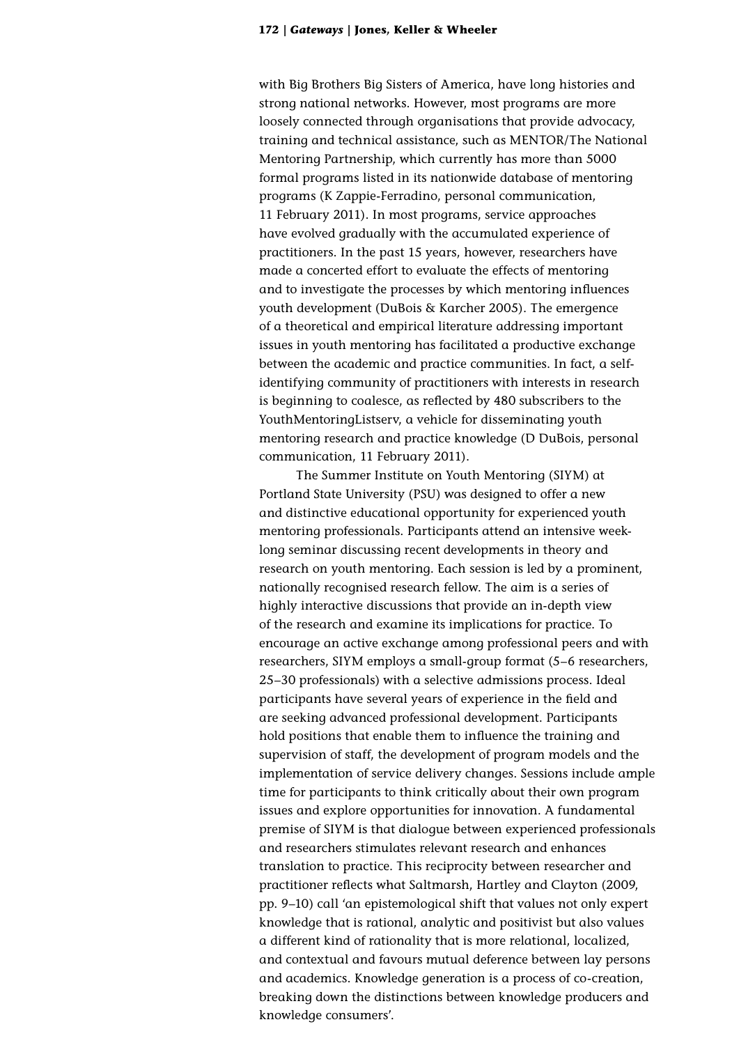with Big Brothers Big Sisters of America, have long histories and strong national networks. However, most programs are more loosely connected through organisations that provide advocacy, training and technical assistance, such as MENTOR/The National Mentoring Partnership, which currently has more than 5000 formal programs listed in its nationwide database of mentoring programs (K Zappie-Ferradino, personal communication, 11 February 2011). In most programs, service approaches have evolved gradually with the accumulated experience of practitioners. In the past 15 years, however, researchers have made a concerted effort to evaluate the effects of mentoring and to investigate the processes by which mentoring influences youth development (DuBois & Karcher 2005). The emergence of a theoretical and empirical literature addressing important issues in youth mentoring has facilitated a productive exchange between the academic and practice communities. In fact, a self-identifying community of practitioners with interests in research is beginning to coalesce, as reflected by 480 subscribers to the YouthMentoringListserv, a vehicle for disseminating youth mentoring research and practice knowledge (D DuBois, personal communication, 11 February 2011).

The Summer Institute on Youth Mentoring (SIYM) at Portland State University (PSU) was designed to offer a new and distinctive educational opportunity for experienced youth mentoring professionals. Participants attend an intensive week-long seminar discussing recent developments in theory and research on youth mentoring. Each session is led by a prominent, nationally recognised research fellow. The aim is a series of highly interactive discussions that provide an in-depth view of the research and examine its implications for practice. To encourage an active exchange among professional peers and with researchers, SIYM employs a small-group format (5–6 researchers, 25–30 professionals) with a selective admissions process. Ideal participants have several years of experience in the field and are seeking advanced professional development. Participants hold positions that enable them to influence the training and supervision of staff, the development of program models and the implementation of service delivery changes. Sessions include ample time for participants to think critically about their own program issues and explore opportunities for innovation. A fundamental premise of SIYM is that dialogue between experienced professionals and researchers stimulates relevant research and enhances translation to practice. This reciprocity between researcher and practitioner reflects what Saltmarsh, Hartley and Clayton (2009, pp. 9–10) call 'an epistemological shift that values not only expert knowledge that is rational, analytic and positivist but also values a different kind of rationality that is more relational, localized, and contextual and favours mutual deference between lay persons and academics. Knowledge generation is a process of co-creation, breaking down the distinctions between knowledge producers and knowledge consumers'.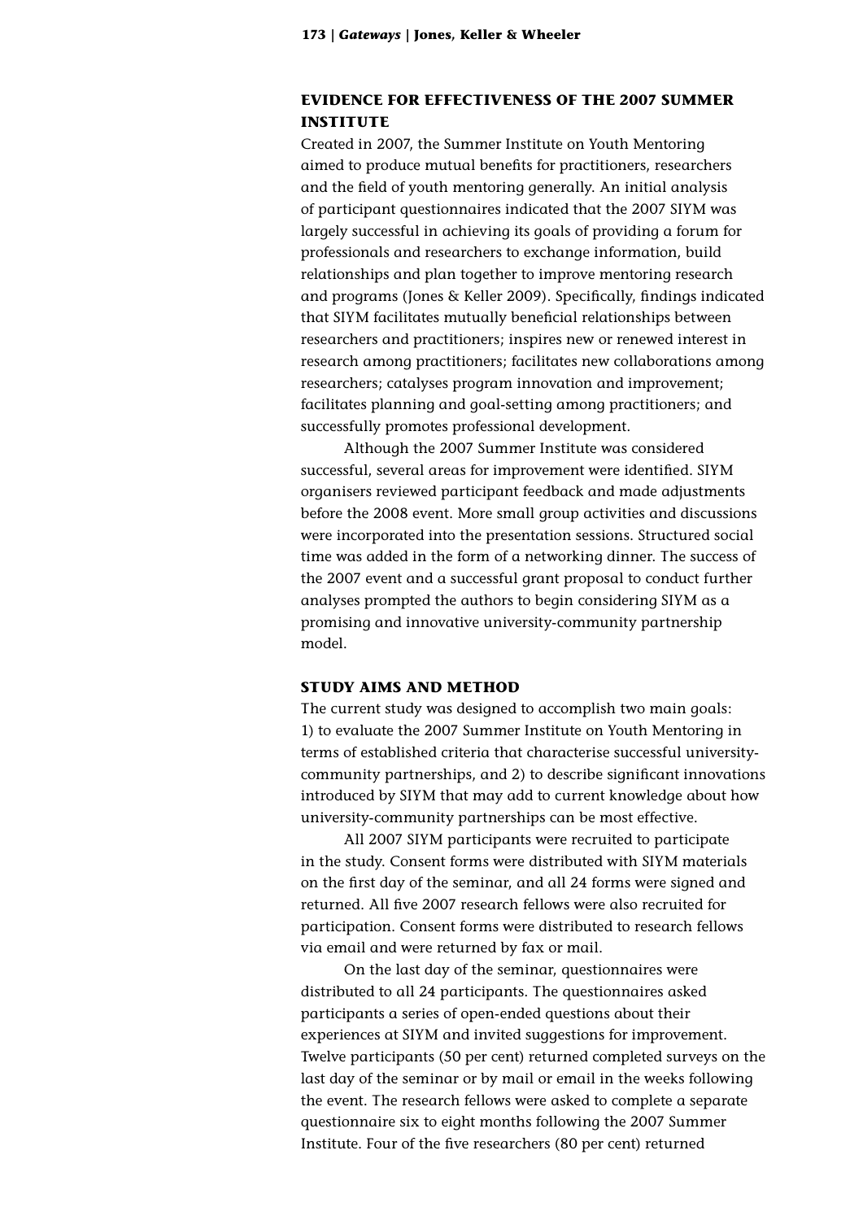## EVIDENCE FOR EFFECTIVENESS OF THE 2007 SUMMER INSTITUTE

Created in 2007, the Summer Institute on Youth Mentoring aimed to produce mutual benefits for practitioners, researchers and the field of youth mentoring generally. An initial analysis of participant questionnaires indicated that the 2007 SIYM was largely successful in achieving its goals of providing a forum for professionals and researchers to exchange information, build relationships and plan together to improve mentoring research and programs (Jones & Keller 2009). Specifically, findings indicated that SIYM facilitates mutually beneficial relationships between researchers and practitioners; inspires new or renewed interest in research among practitioners; facilitates new collaborations among researchers; catalyses program innovation and improvement; facilitates planning and goal-setting among practitioners; and successfully promotes professional development.

Although the 2007 Summer Institute was considered successful, several areas for improvement were identified. SIYM organisers reviewed participant feedback and made adjustments before the 2008 event. More small group activities and discussions were incorporated into the presentation sessions. Structured social time was added in the form of a networking dinner. The success of the 2007 event and a successful grant proposal to conduct further analyses prompted the authors to begin considering SIYM as a promising and innovative university-community partnership model.

## STUDY AIMS AND METHOD

The current study was designed to accomplish two main goals: 1) to evaluate the 2007 Summer Institute on Youth Mentoring in terms of established criteria that characterise successful university-community partnerships, and 2) to describe significant innovations introduced by SIYM that may add to current knowledge about how university-community partnerships can be most effective.

All 2007 SIYM participants were recruited to participate in the study. Consent forms were distributed with SIYM materials on the first day of the seminar, and all 24 forms were signed and returned. All five 2007 research fellows were also recruited for participation. Consent forms were distributed to research fellows via email and were returned by fax or mail.

On the last day of the seminar, questionnaires were distributed to all 24 participants. The questionnaires asked participants a series of open-ended questions about their experiences at SIYM and invited suggestions for improvement. Twelve participants (50 per cent) returned completed surveys on the last day of the seminar or by mail or email in the weeks following the event. The research fellows were asked to complete a separate questionnaire six to eight months following the 2007 Summer Institute. Four of the five researchers (80 per cent) returned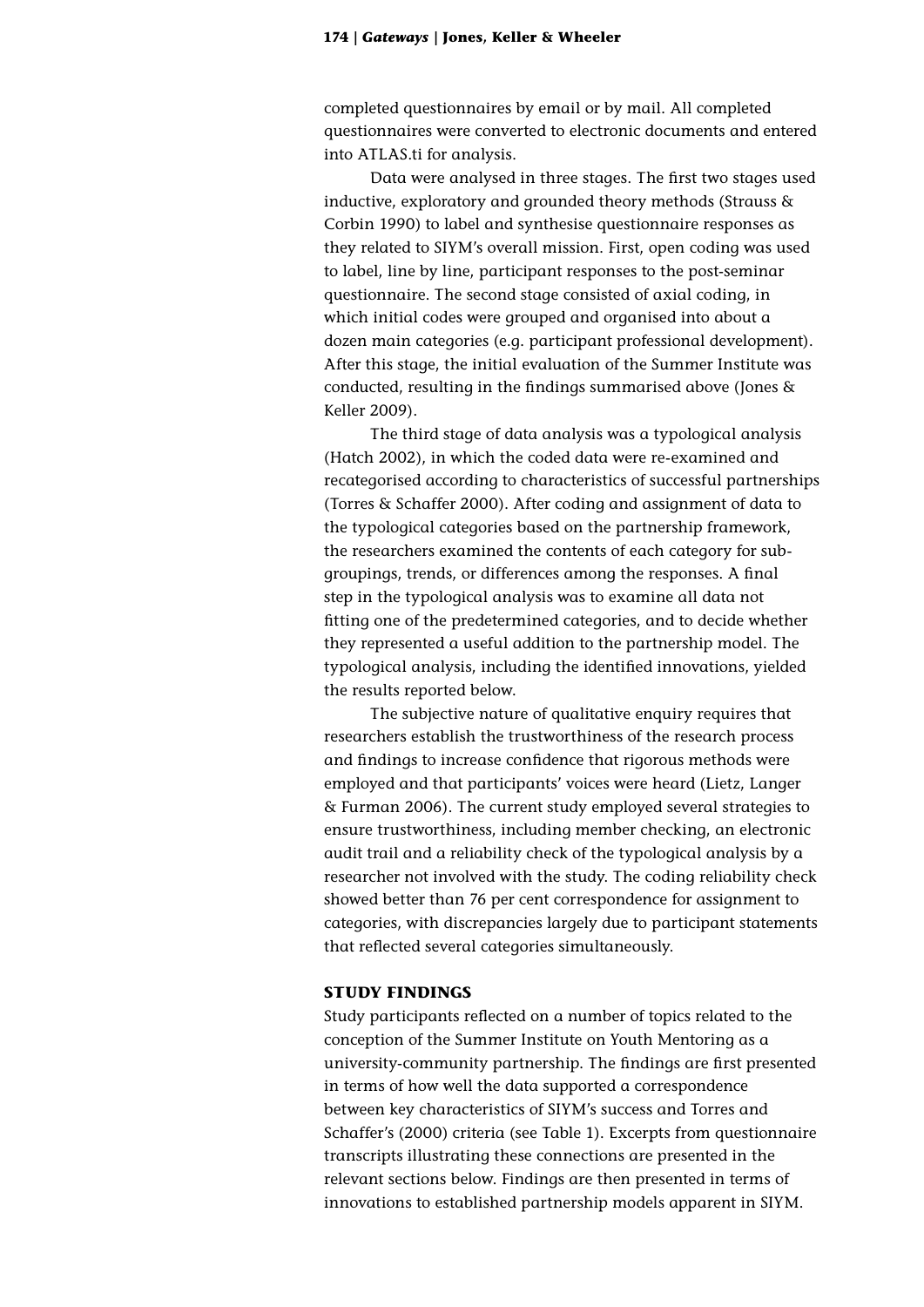completed questionnaires by email or by mail. All completed questionnaires were converted to electronic documents and entered into ATLAS.ti for analysis.

Data were analysed in three stages. The first two stages used inductive, exploratory and grounded theory methods (Strauss & Corbin 1990) to label and synthesise questionnaire responses as they related to SIYM's overall mission. First, open coding was used to label, line by line, participant responses to the post-seminar questionnaire. The second stage consisted of axial coding, in which initial codes were grouped and organised into about a dozen main categories (e.g. participant professional development). After this stage, the initial evaluation of the Summer Institute was conducted, resulting in the findings summarised above (Jones & Keller 2009).

The third stage of data analysis was a typological analysis (Hatch 2002), in which the coded data were re-examined and recategorised according to characteristics of successful partnerships (Torres & Schaffer 2000). After coding and assignment of data to the typological categories based on the partnership framework, the researchers examined the contents of each category for sub-groupings, trends, or differences among the responses. A final step in the typological analysis was to examine all data not fitting one of the predetermined categories, and to decide whether they represented a useful addition to the partnership model. The typological analysis, including the identified innovations, yielded the results reported below.

The subjective nature of qualitative enquiry requires that researchers establish the trustworthiness of the research process and findings to increase confidence that rigorous methods were employed and that participants' voices were heard (Lietz, Langer & Furman 2006). The current study employed several strategies to ensure trustworthiness, including member checking, an electronic audit trail and a reliability check of the typological analysis by a researcher not involved with the study. The coding reliability check showed better than 76 per cent correspondence for assignment to categories, with discrepancies largely due to participant statements that reflected several categories simultaneously.

## STUDY FINDINGS

Study participants reflected on a number of topics related to the conception of the Summer Institute on Youth Mentoring as a university-community partnership. The findings are first presented in terms of how well the data supported a correspondence between key characteristics of SIYM's success and Torres and Schaffer's (2000) criteria (see Table 1). Excerpts from questionnaire transcripts illustrating these connections are presented in the relevant sections below. Findings are then presented in terms of innovations to established partnership models apparent in SIYM.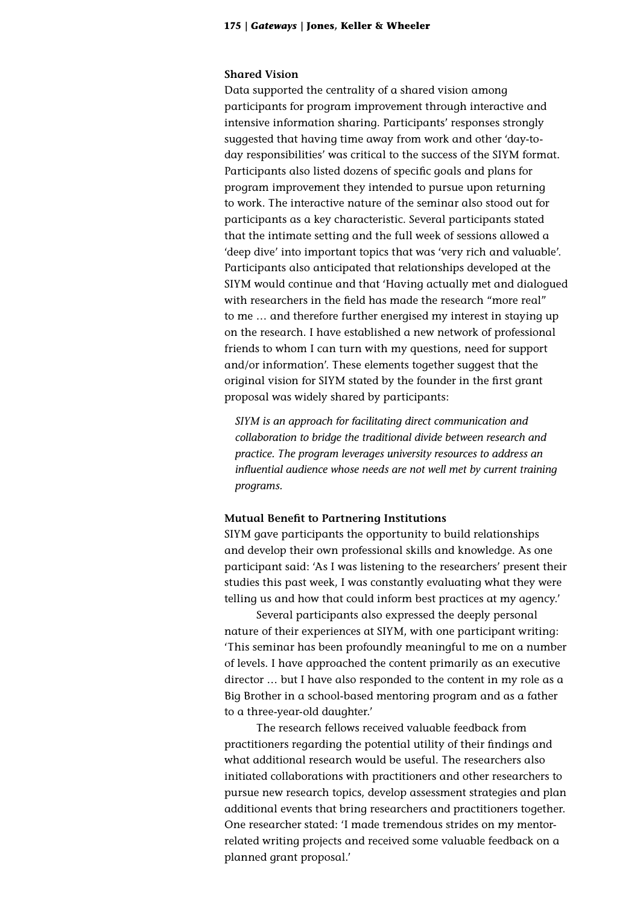### Shared Vision

Data supported the centrality of a shared vision among participants for program improvement through interactive and intensive information sharing. Participants' responses strongly suggested that having time away from work and other 'day-to-day responsibilities' was critical to the success of the SIYM format. Participants also listed dozens of specific goals and plans for program improvement they intended to pursue upon returning to work. The interactive nature of the seminar also stood out for participants as a key characteristic. Several participants stated that the intimate setting and the full week of sessions allowed a 'deep dive' into important topics that was 'very rich and valuable'. Participants also anticipated that relationships developed at the SIYM would continue and that 'Having actually met and dialogued with researchers in the field has made the research "more real" to me … and therefore further energised my interest in staying up on the research. I have established a new network of professional friends to whom I can turn with my questions, need for support and/or information'. These elements together suggest that the original vision for SIYM stated by the founder in the first grant proposal was widely shared by participants:

> *SIYM is an approach for facilitating direct communication and collaboration to bridge the traditional divide between research and practice. The program leverages university resources to address an influential audience whose needs are not well met by current training programs.*

### Mutual Benefit to Partnering Institutions

SIYM gave participants the opportunity to build relationships and develop their own professional skills and knowledge. As one participant said: 'As I was listening to the researchers' present their studies this past week, I was constantly evaluating what they were telling us and how that could inform best practices at my agency.'

Several participants also expressed the deeply personal nature of their experiences at SIYM, with one participant writing: 'This seminar has been profoundly meaningful to me on a number of levels. I have approached the content primarily as an executive director … but I have also responded to the content in my role as a Big Brother in a school-based mentoring program and as a father to a three-year-old daughter.'

The research fellows received valuable feedback from practitioners regarding the potential utility of their findings and what additional research would be useful. The researchers also initiated collaborations with practitioners and other researchers to pursue new research topics, develop assessment strategies and plan additional events that bring researchers and practitioners together. One researcher stated: 'I made tremendous strides on my mentor-related writing projects and received some valuable feedback on a planned grant proposal.'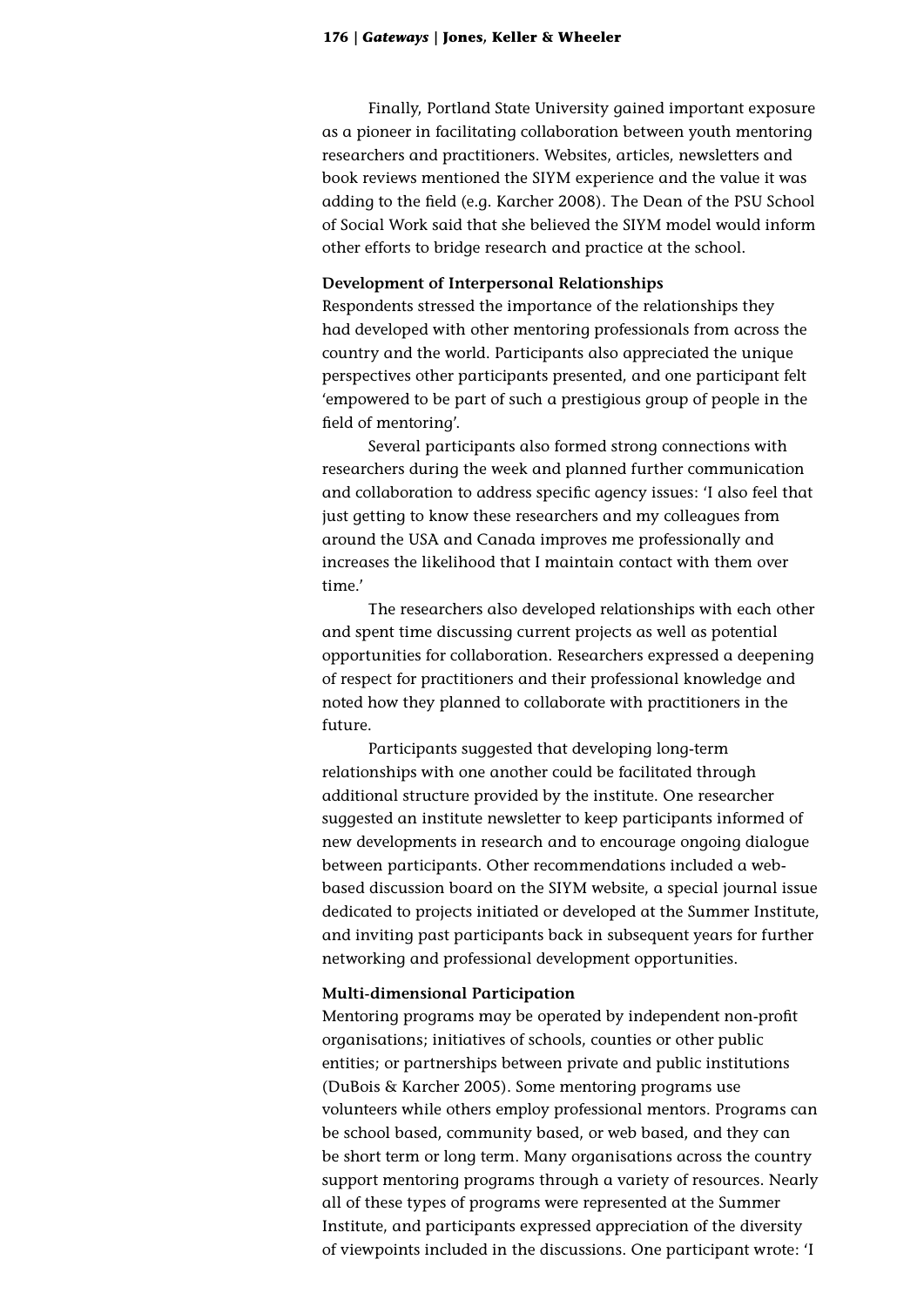Finally, Portland State University gained important exposure as a pioneer in facilitating collaboration between youth mentoring researchers and practitioners. Websites, articles, newsletters and book reviews mentioned the SIYM experience and the value it was adding to the field (e.g. Karcher 2008). The Dean of the PSU School of Social Work said that she believed the SIYM model would inform other efforts to bridge research and practice at the school.

**Development of Interpersonal Relationships**

Respondents stressed the importance of the relationships they had developed with other mentoring professionals from across the country and the world. Participants also appreciated the unique perspectives other participants presented, and one participant felt 'empowered to be part of such a prestigious group of people in the field of mentoring'.

Several participants also formed strong connections with researchers during the week and planned further communication and collaboration to address specific agency issues: 'I also feel that just getting to know these researchers and my colleagues from around the USA and Canada improves me professionally and increases the likelihood that I maintain contact with them over time.'

The researchers also developed relationships with each other and spent time discussing current projects as well as potential opportunities for collaboration. Researchers expressed a deepening of respect for practitioners and their professional knowledge and noted how they planned to collaborate with practitioners in the future.

Participants suggested that developing long-term relationships with one another could be facilitated through additional structure provided by the institute. One researcher suggested an institute newsletter to keep participants informed of new developments in research and to encourage ongoing dialogue between participants. Other recommendations included a web-based discussion board on the SIYM website, a special journal issue dedicated to projects initiated or developed at the Summer Institute, and inviting past participants back in subsequent years for further networking and professional development opportunities.

**Multi-dimensional Participation**

Mentoring programs may be operated by independent non-profit organisations; initiatives of schools, counties or other public entities; or partnerships between private and public institutions (DuBois & Karcher 2005). Some mentoring programs use volunteers while others employ professional mentors. Programs can be school based, community based, or web based, and they can be short term or long term. Many organisations across the country support mentoring programs through a variety of resources. Nearly all of these types of programs were represented at the Summer Institute, and participants expressed appreciation of the diversity of viewpoints included in the discussions. One participant wrote: 'I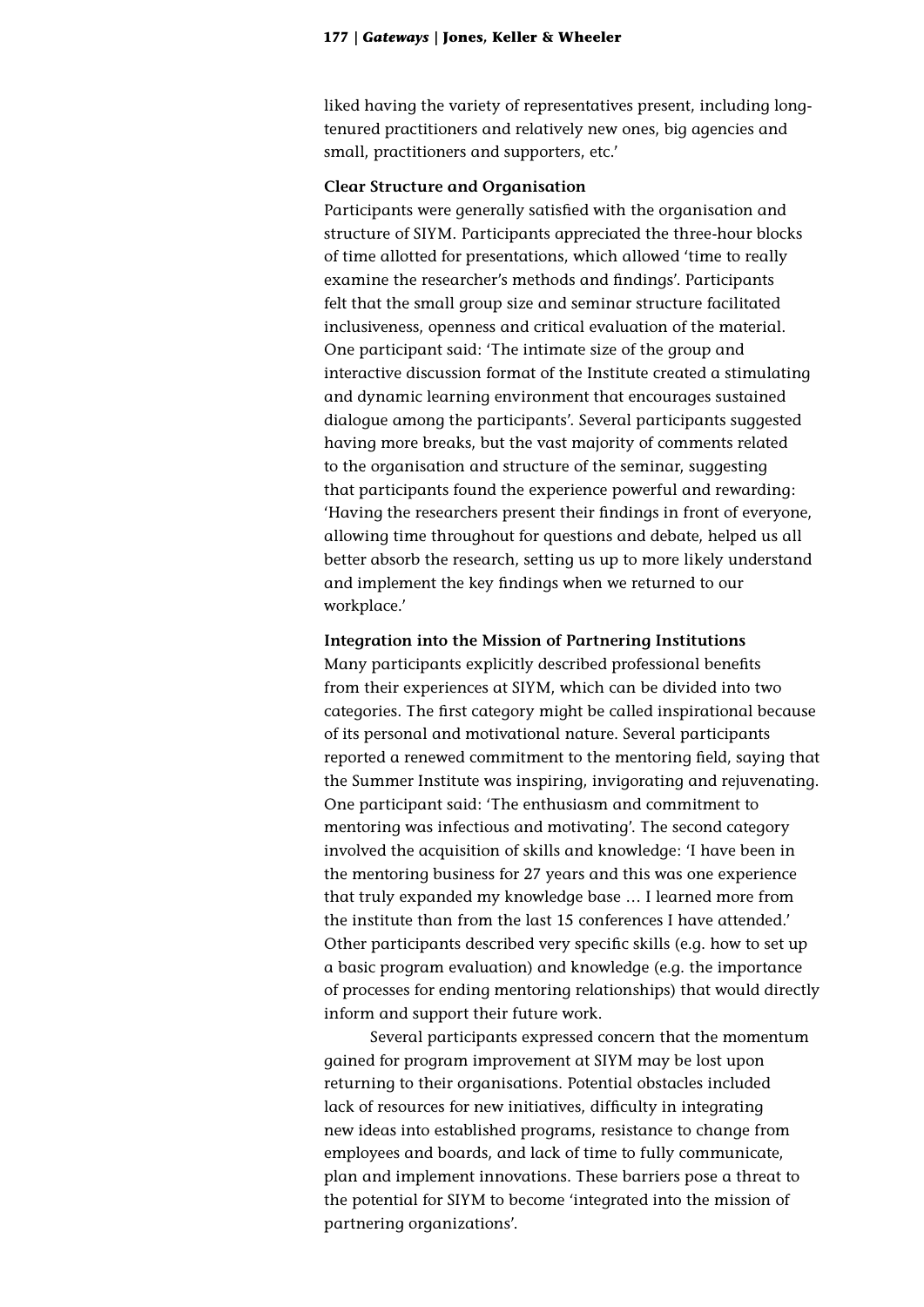liked having the variety of representatives present, including long-tenured practitioners and relatively new ones, big agencies and small, practitioners and supporters, etc.'

### Clear Structure and Organisation

Participants were generally satisfied with the organisation and structure of SIYM. Participants appreciated the three-hour blocks of time allotted for presentations, which allowed 'time to really examine the researcher's methods and findings'. Participants felt that the small group size and seminar structure facilitated inclusiveness, openness and critical evaluation of the material. One participant said: 'The intimate size of the group and interactive discussion format of the Institute created a stimulating and dynamic learning environment that encourages sustained dialogue among the participants'. Several participants suggested having more breaks, but the vast majority of comments related to the organisation and structure of the seminar, suggesting that participants found the experience powerful and rewarding: 'Having the researchers present their findings in front of everyone, allowing time throughout for questions and debate, helped us all better absorb the research, setting us up to more likely understand and implement the key findings when we returned to our workplace.'

### Integration into the Mission of Partnering Institutions

Many participants explicitly described professional benefits from their experiences at SIYM, which can be divided into two categories. The first category might be called inspirational because of its personal and motivational nature. Several participants reported a renewed commitment to the mentoring field, saying that the Summer Institute was inspiring, invigorating and rejuvenating. One participant said: 'The enthusiasm and commitment to mentoring was infectious and motivating'. The second category involved the acquisition of skills and knowledge: 'I have been in the mentoring business for 27 years and this was one experience that truly expanded my knowledge base … I learned more from the institute than from the last 15 conferences I have attended.' Other participants described very specific skills (e.g. how to set up a basic program evaluation) and knowledge (e.g. the importance of processes for ending mentoring relationships) that would directly inform and support their future work.

Several participants expressed concern that the momentum gained for program improvement at SIYM may be lost upon returning to their organisations. Potential obstacles included lack of resources for new initiatives, difficulty in integrating new ideas into established programs, resistance to change from employees and boards, and lack of time to fully communicate, plan and implement innovations. These barriers pose a threat to the potential for SIYM to become 'integrated into the mission of partnering organizations'.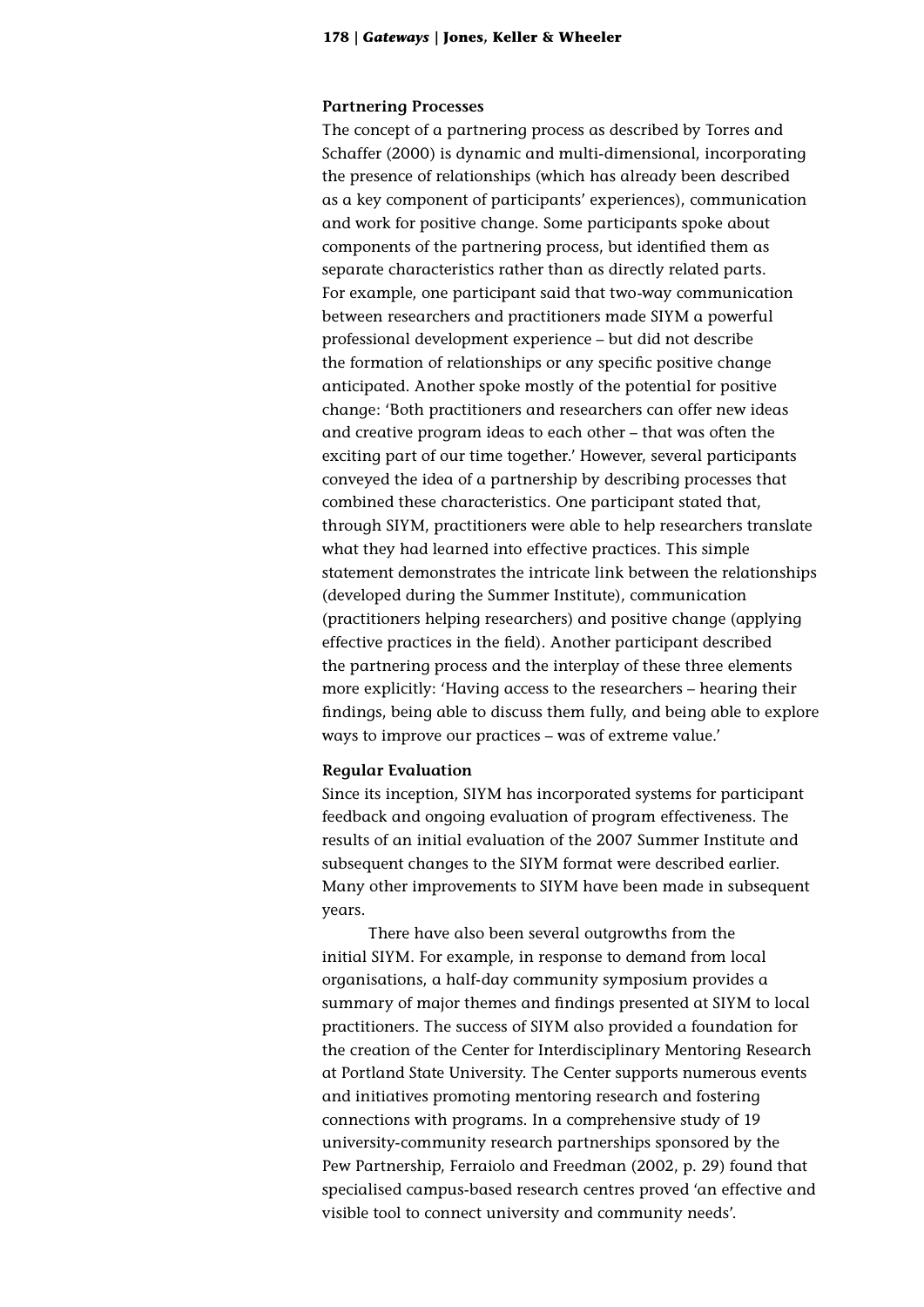**Partnering Processes**

The concept of a partnering process as described by Torres and Schaffer (2000) is dynamic and multi-dimensional, incorporating the presence of relationships (which has already been described as a key component of participants' experiences), communication and work for positive change. Some participants spoke about components of the partnering process, but identified them as separate characteristics rather than as directly related parts. For example, one participant said that two-way communication between researchers and practitioners made SIYM a powerful professional development experience – but did not describe the formation of relationships or any specific positive change anticipated. Another spoke mostly of the potential for positive change: 'Both practitioners and researchers can offer new ideas and creative program ideas to each other – that was often the exciting part of our time together.' However, several participants conveyed the idea of a partnership by describing processes that combined these characteristics. One participant stated that, through SIYM, practitioners were able to help researchers translate what they had learned into effective practices. This simple statement demonstrates the intricate link between the relationships (developed during the Summer Institute), communication (practitioners helping researchers) and positive change (applying effective practices in the field). Another participant described the partnering process and the interplay of these three elements more explicitly: 'Having access to the researchers – hearing their findings, being able to discuss them fully, and being able to explore ways to improve our practices – was of extreme value.'

**Regular Evaluation**

Since its inception, SIYM has incorporated systems for participant feedback and ongoing evaluation of program effectiveness. The results of an initial evaluation of the 2007 Summer Institute and subsequent changes to the SIYM format were described earlier. Many other improvements to SIYM have been made in subsequent years.

There have also been several outgrowths from the initial SIYM. For example, in response to demand from local organisations, a half-day community symposium provides a summary of major themes and findings presented at SIYM to local practitioners. The success of SIYM also provided a foundation for the creation of the Center for Interdisciplinary Mentoring Research at Portland State University. The Center supports numerous events and initiatives promoting mentoring research and fostering connections with programs. In a comprehensive study of 19 university-community research partnerships sponsored by the Pew Partnership, Ferraiolo and Freedman (2002, p. 29) found that specialised campus-based research centres proved 'an effective and visible tool to connect university and community needs'.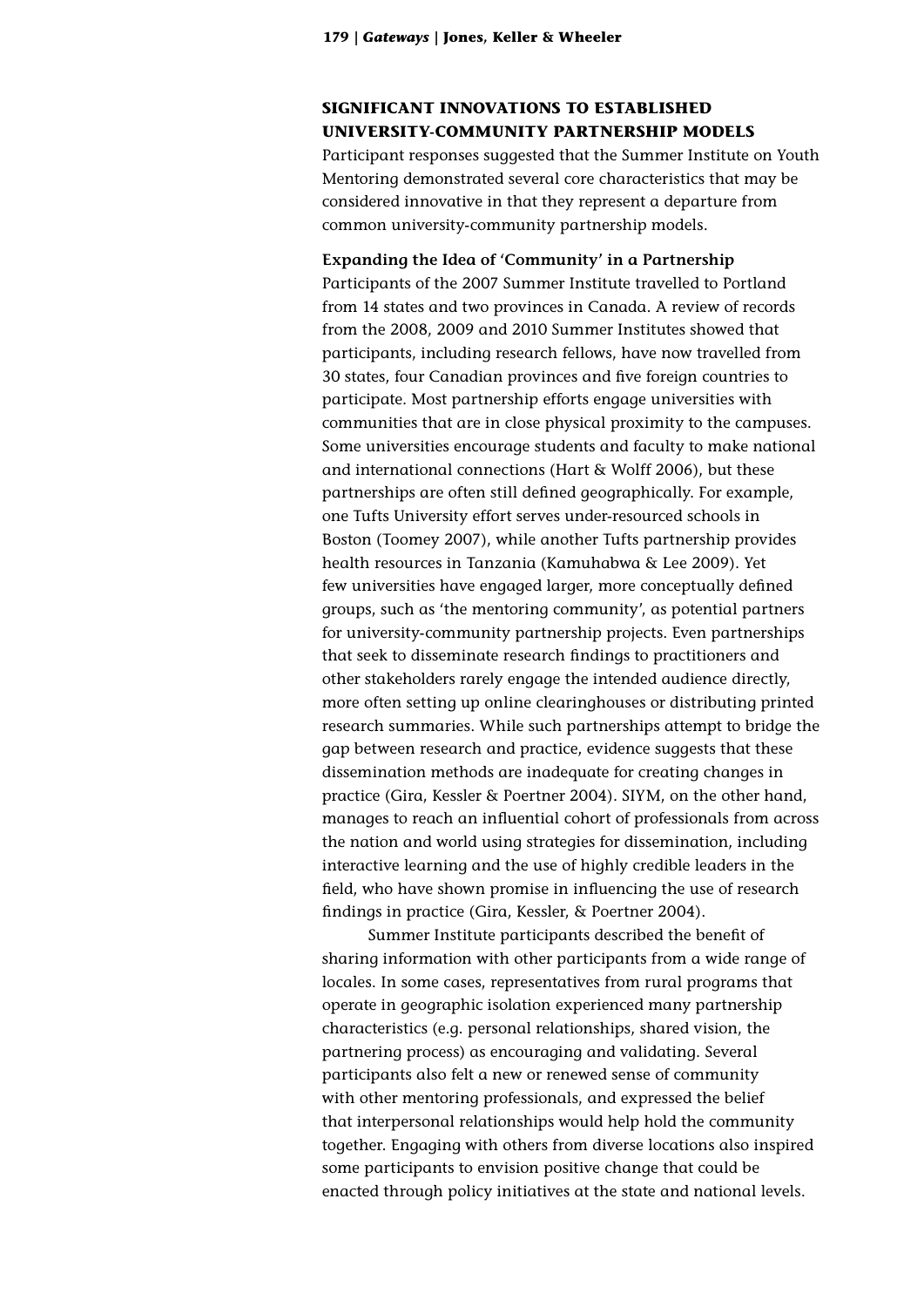## SIGNIFICANT INNOVATIONS TO ESTABLISHED UNIVERSITY-COMMUNITY PARTNERSHIP MODELS

Participant responses suggested that the Summer Institute on Youth Mentoring demonstrated several core characteristics that may be considered innovative in that they represent a departure from common university-community partnership models.

### Expanding the Idea of 'Community' in a Partnership

Participants of the 2007 Summer Institute travelled to Portland from 14 states and two provinces in Canada. A review of records from the 2008, 2009 and 2010 Summer Institutes showed that participants, including research fellows, have now travelled from 30 states, four Canadian provinces and five foreign countries to participate. Most partnership efforts engage universities with communities that are in close physical proximity to the campuses. Some universities encourage students and faculty to make national and international connections (Hart & Wolff 2006), but these partnerships are often still defined geographically. For example, one Tufts University effort serves under-resourced schools in Boston (Toomey 2007), while another Tufts partnership provides health resources in Tanzania (Kamuhabwa & Lee 2009). Yet few universities have engaged larger, more conceptually defined groups, such as 'the mentoring community', as potential partners for university-community partnership projects. Even partnerships that seek to disseminate research findings to practitioners and other stakeholders rarely engage the intended audience directly, more often setting up online clearinghouses or distributing printed research summaries. While such partnerships attempt to bridge the gap between research and practice, evidence suggests that these dissemination methods are inadequate for creating changes in practice (Gira, Kessler & Poertner 2004). SIYM, on the other hand, manages to reach an influential cohort of professionals from across the nation and world using strategies for dissemination, including interactive learning and the use of highly credible leaders in the field, who have shown promise in influencing the use of research findings in practice (Gira, Kessler, & Poertner 2004).

Summer Institute participants described the benefit of sharing information with other participants from a wide range of locales. In some cases, representatives from rural programs that operate in geographic isolation experienced many partnership characteristics (e.g. personal relationships, shared vision, the partnering process) as encouraging and validating. Several participants also felt a new or renewed sense of community with other mentoring professionals, and expressed the belief that interpersonal relationships would help hold the community together. Engaging with others from diverse locations also inspired some participants to envision positive change that could be enacted through policy initiatives at the state and national levels.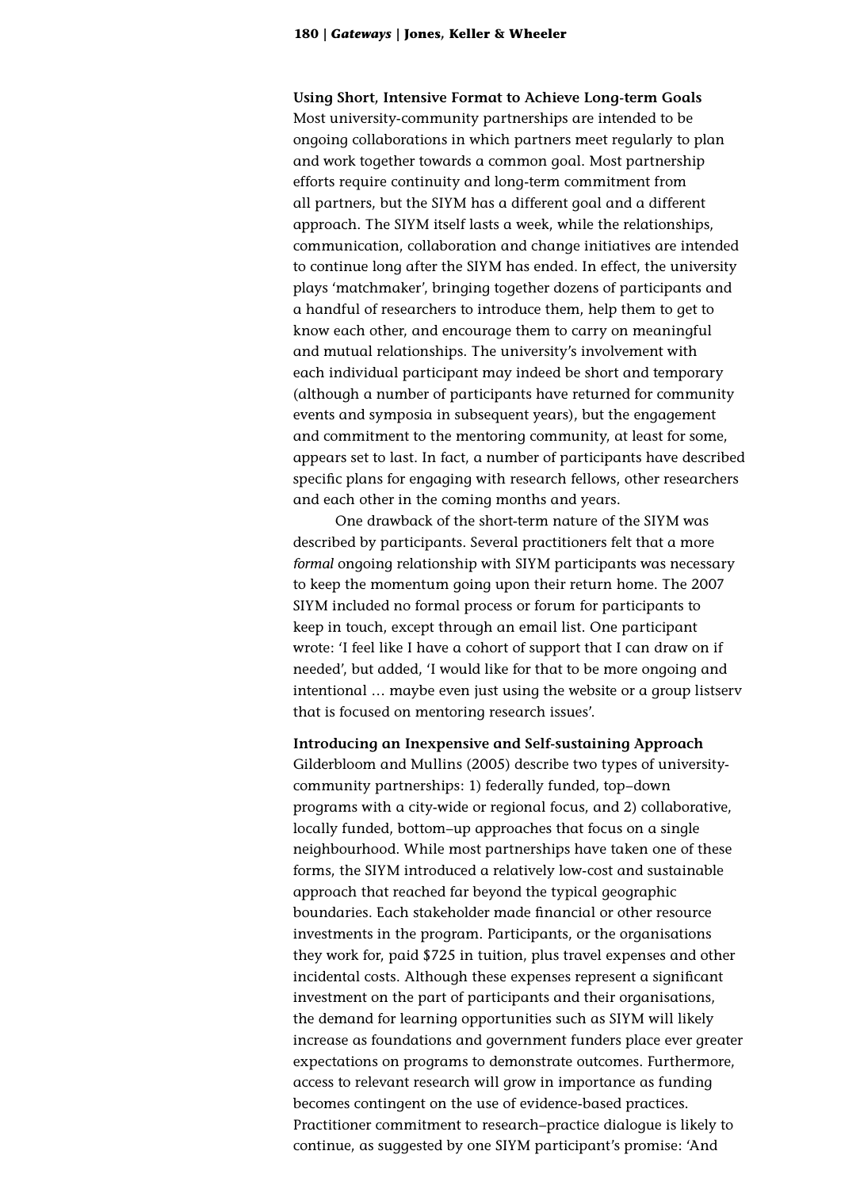**Using Short, Intensive Format to Achieve Long-term Goals**

Most university-community partnerships are intended to be ongoing collaborations in which partners meet regularly to plan and work together towards a common goal. Most partnership efforts require continuity and long-term commitment from all partners, but the SIYM has a different goal and a different approach. The SIYM itself lasts a week, while the relationships, communication, collaboration and change initiatives are intended to continue long after the SIYM has ended. In effect, the university plays 'matchmaker', bringing together dozens of participants and a handful of researchers to introduce them, help them to get to know each other, and encourage them to carry on meaningful and mutual relationships. The university's involvement with each individual participant may indeed be short and temporary (although a number of participants have returned for community events and symposia in subsequent years), but the engagement and commitment to the mentoring community, at least for some, appears set to last. In fact, a number of participants have described specific plans for engaging with research fellows, other researchers and each other in the coming months and years.

One drawback of the short-term nature of the SIYM was described by participants. Several practitioners felt that a more *formal* ongoing relationship with SIYM participants was necessary to keep the momentum going upon their return home. The 2007 SIYM included no formal process or forum for participants to keep in touch, except through an email list. One participant wrote: 'I feel like I have a cohort of support that I can draw on if needed', but added, 'I would like for that to be more ongoing and intentional … maybe even just using the website or a group listserv that is focused on mentoring research issues'.

**Introducing an Inexpensive and Self-sustaining Approach**

Gilderbloom and Mullins (2005) describe two types of university-community partnerships: 1) federally funded, top–down programs with a city-wide or regional focus, and 2) collaborative, locally funded, bottom–up approaches that focus on a single neighbourhood. While most partnerships have taken one of these forms, the SIYM introduced a relatively low-cost and sustainable approach that reached far beyond the typical geographic boundaries. Each stakeholder made financial or other resource investments in the program. Participants, or the organisations they work for, paid $725 in tuition, plus travel expenses and other incidental costs. Although these expenses represent a significant investment on the part of participants and their organisations, the demand for learning opportunities such as SIYM will likely increase as foundations and government funders place ever greater expectations on programs to demonstrate outcomes. Furthermore, access to relevant research will grow in importance as funding becomes contingent on the use of evidence-based practices. Practitioner commitment to research–practice dialogue is likely to continue, as suggested by one SIYM participant's promise: 'And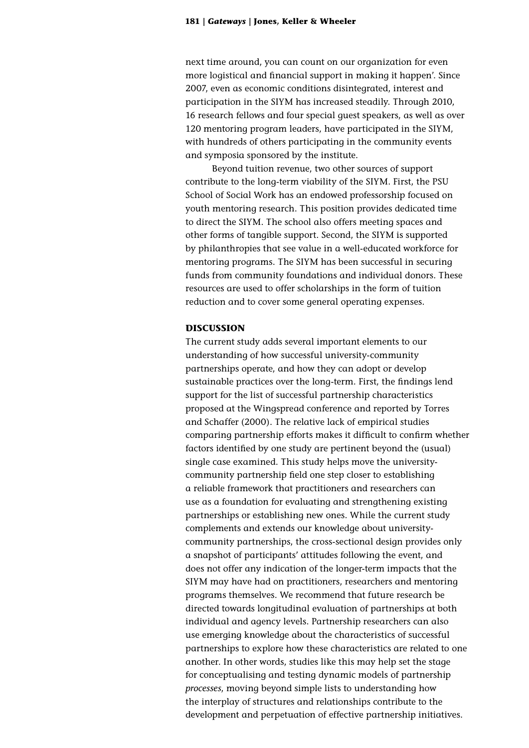next time around, you can count on our organization for even more logistical and financial support in making it happen'. Since 2007, even as economic conditions disintegrated, interest and participation in the SIYM has increased steadily. Through 2010, 16 research fellows and four special guest speakers, as well as over 120 mentoring program leaders, have participated in the SIYM, with hundreds of others participating in the community events and symposia sponsored by the institute.

Beyond tuition revenue, two other sources of support contribute to the long-term viability of the SIYM. First, the PSU School of Social Work has an endowed professorship focused on youth mentoring research. This position provides dedicated time to direct the SIYM. The school also offers meeting spaces and other forms of tangible support. Second, the SIYM is supported by philanthropies that see value in a well-educated workforce for mentoring programs. The SIYM has been successful in securing funds from community foundations and individual donors. These resources are used to offer scholarships in the form of tuition reduction and to cover some general operating expenses.

## DISCUSSION

The current study adds several important elements to our understanding of how successful university-community partnerships operate, and how they can adopt or develop sustainable practices over the long-term. First, the findings lend support for the list of successful partnership characteristics proposed at the Wingspread conference and reported by Torres and Schaffer (2000). The relative lack of empirical studies comparing partnership efforts makes it difficult to confirm whether factors identified by one study are pertinent beyond the (usual) single case examined. This study helps move the university-community partnership field one step closer to establishing a reliable framework that practitioners and researchers can use as a foundation for evaluating and strengthening existing partnerships or establishing new ones. While the current study complements and extends our knowledge about university-community partnerships, the cross-sectional design provides only a snapshot of participants' attitudes following the event, and does not offer any indication of the longer-term impacts that the SIYM may have had on practitioners, researchers and mentoring programs themselves. We recommend that future research be directed towards longitudinal evaluation of partnerships at both individual and agency levels. Partnership researchers can also use emerging knowledge about the characteristics of successful partnerships to explore how these characteristics are related to one another. In other words, studies like this may help set the stage for conceptualising and testing dynamic models of partnership *processes*, moving beyond simple lists to understanding how the interplay of structures and relationships contribute to the development and perpetuation of effective partnership initiatives.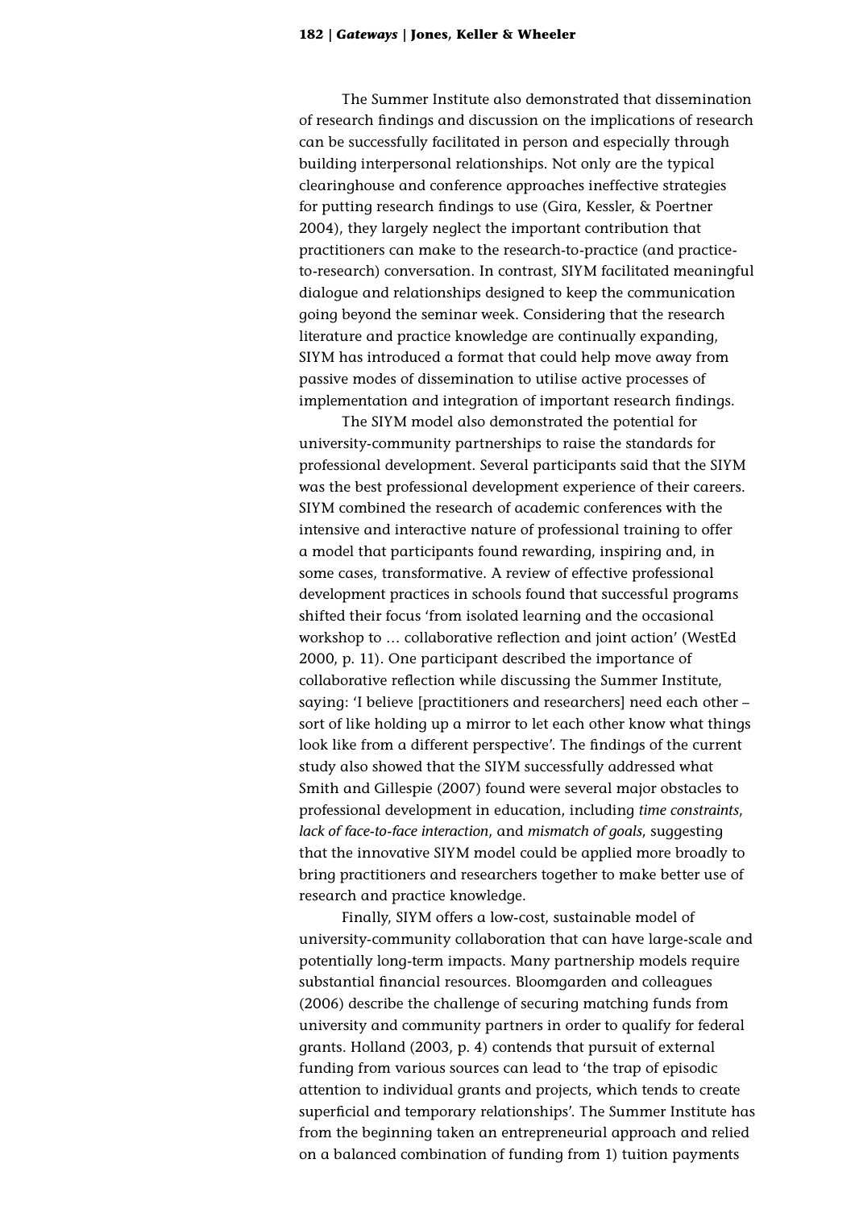The Summer Institute also demonstrated that dissemination of research findings and discussion on the implications of research can be successfully facilitated in person and especially through building interpersonal relationships. Not only are the typical clearinghouse and conference approaches ineffective strategies for putting research findings to use (Gira, Kessler, & Poertner 2004), they largely neglect the important contribution that practitioners can make to the research-to-practice (and practice-to-research) conversation. In contrast, SIYM facilitated meaningful dialogue and relationships designed to keep the communication going beyond the seminar week. Considering that the research literature and practice knowledge are continually expanding, SIYM has introduced a format that could help move away from passive modes of dissemination to utilise active processes of implementation and integration of important research findings.

The SIYM model also demonstrated the potential for university-community partnerships to raise the standards for professional development. Several participants said that the SIYM was the best professional development experience of their careers. SIYM combined the research of academic conferences with the intensive and interactive nature of professional training to offer a model that participants found rewarding, inspiring and, in some cases, transformative. A review of effective professional development practices in schools found that successful programs shifted their focus 'from isolated learning and the occasional workshop to … collaborative reflection and joint action' (WestEd 2000, p. 11). One participant described the importance of collaborative reflection while discussing the Summer Institute, saying: 'I believe [practitioners and researchers] need each other – sort of like holding up a mirror to let each other know what things look like from a different perspective'. The findings of the current study also showed that the SIYM successfully addressed what Smith and Gillespie (2007) found were several major obstacles to professional development in education, including *time constraints*, *lack of face-to-face interaction*, and *mismatch of goals*, suggesting that the innovative SIYM model could be applied more broadly to bring practitioners and researchers together to make better use of research and practice knowledge.

Finally, SIYM offers a low-cost, sustainable model of university-community collaboration that can have large-scale and potentially long-term impacts. Many partnership models require substantial financial resources. Bloomgarden and colleagues (2006) describe the challenge of securing matching funds from university and community partners in order to qualify for federal grants. Holland (2003, p. 4) contends that pursuit of external funding from various sources can lead to 'the trap of episodic attention to individual grants and projects, which tends to create superficial and temporary relationships'. The Summer Institute has from the beginning taken an entrepreneurial approach and relied on a balanced combination of funding from 1) tuition payments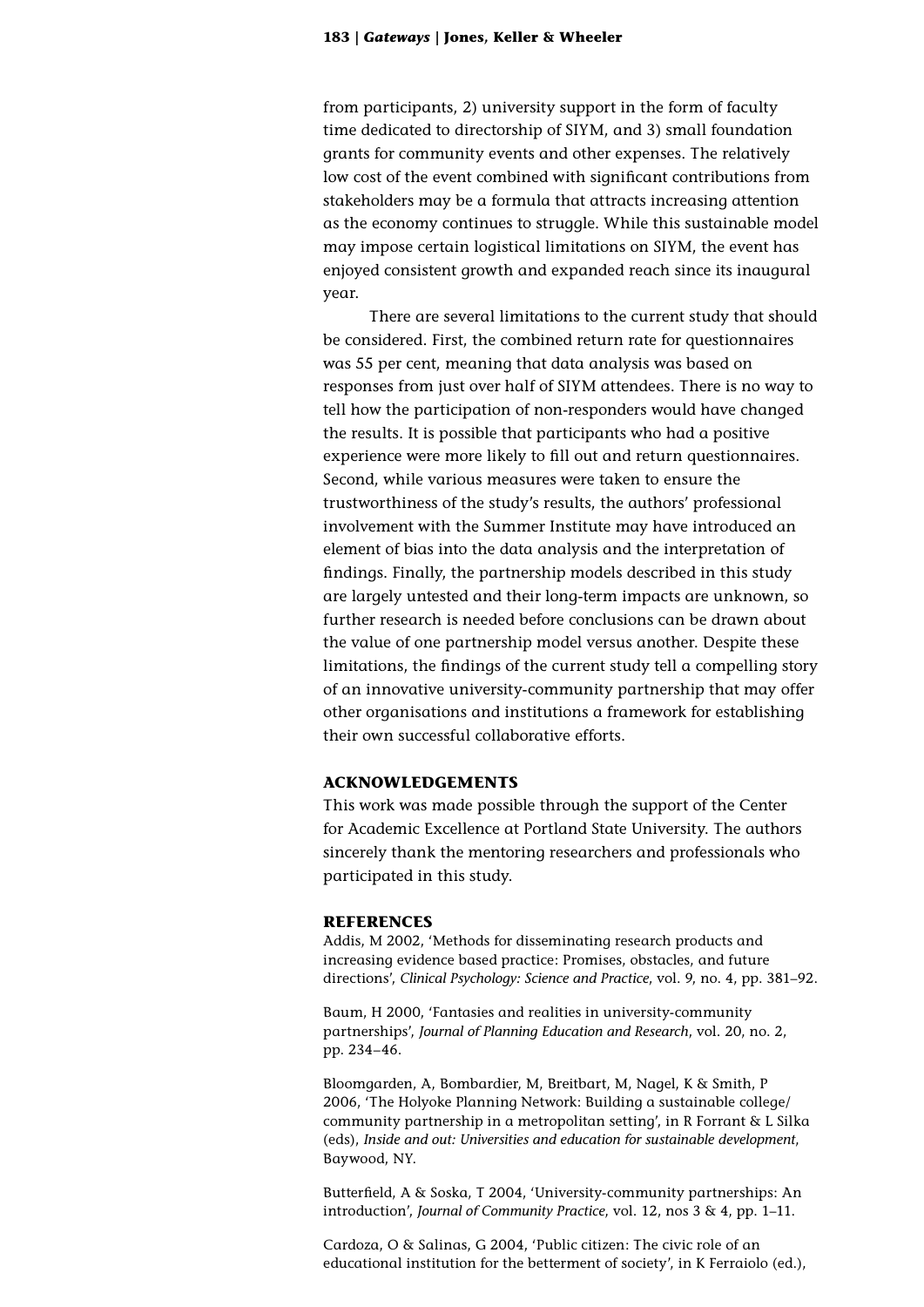from participants, 2) university support in the form of faculty time dedicated to directorship of SIYM, and 3) small foundation grants for community events and other expenses. The relatively low cost of the event combined with significant contributions from stakeholders may be a formula that attracts increasing attention as the economy continues to struggle. While this sustainable model may impose certain logistical limitations on SIYM, the event has enjoyed consistent growth and expanded reach since its inaugural year.

There are several limitations to the current study that should be considered. First, the combined return rate for questionnaires was 55 per cent, meaning that data analysis was based on responses from just over half of SIYM attendees. There is no way to tell how the participation of non-responders would have changed the results. It is possible that participants who had a positive experience were more likely to fill out and return questionnaires. Second, while various measures were taken to ensure the trustworthiness of the study's results, the authors' professional involvement with the Summer Institute may have introduced an element of bias into the data analysis and the interpretation of findings. Finally, the partnership models described in this study are largely untested and their long-term impacts are unknown, so further research is needed before conclusions can be drawn about the value of one partnership model versus another. Despite these limitations, the findings of the current study tell a compelling story of an innovative university-community partnership that may offer other organisations and institutions a framework for establishing their own successful collaborative efforts.

## ACKNOWLEDGEMENTS

This work was made possible through the support of the Center for Academic Excellence at Portland State University. The authors sincerely thank the mentoring researchers and professionals who participated in this study.

## REFERENCES

Addis, M 2002, 'Methods for disseminating research products and increasing evidence based practice: Promises, obstacles, and future directions', *Clinical Psychology: Science and Practice*, vol. 9, no. 4, pp. 381–92.

Baum, H 2000, 'Fantasies and realities in university-community partnerships', *Journal of Planning Education and Research*, vol. 20, no. 2, pp. 234–46.

Bloomgarden, A, Bombardier, M, Breitbart, M, Nagel, K & Smith, P 2006, 'The Holyoke Planning Network: Building a sustainable college/community partnership in a metropolitan setting', in R Forrant & L Silka (eds), *Inside and out: Universities and education for sustainable development*, Baywood, NY.

Butterfield, A & Soska, T 2004, 'University-community partnerships: An introduction', *Journal of Community Practice*, vol. 12, nos 3 & 4, pp. 1–11.

Cardoza, O & Salinas, G 2004, 'Public citizen: The civic role of an educational institution for the betterment of society', in K Ferraiolo (ed.),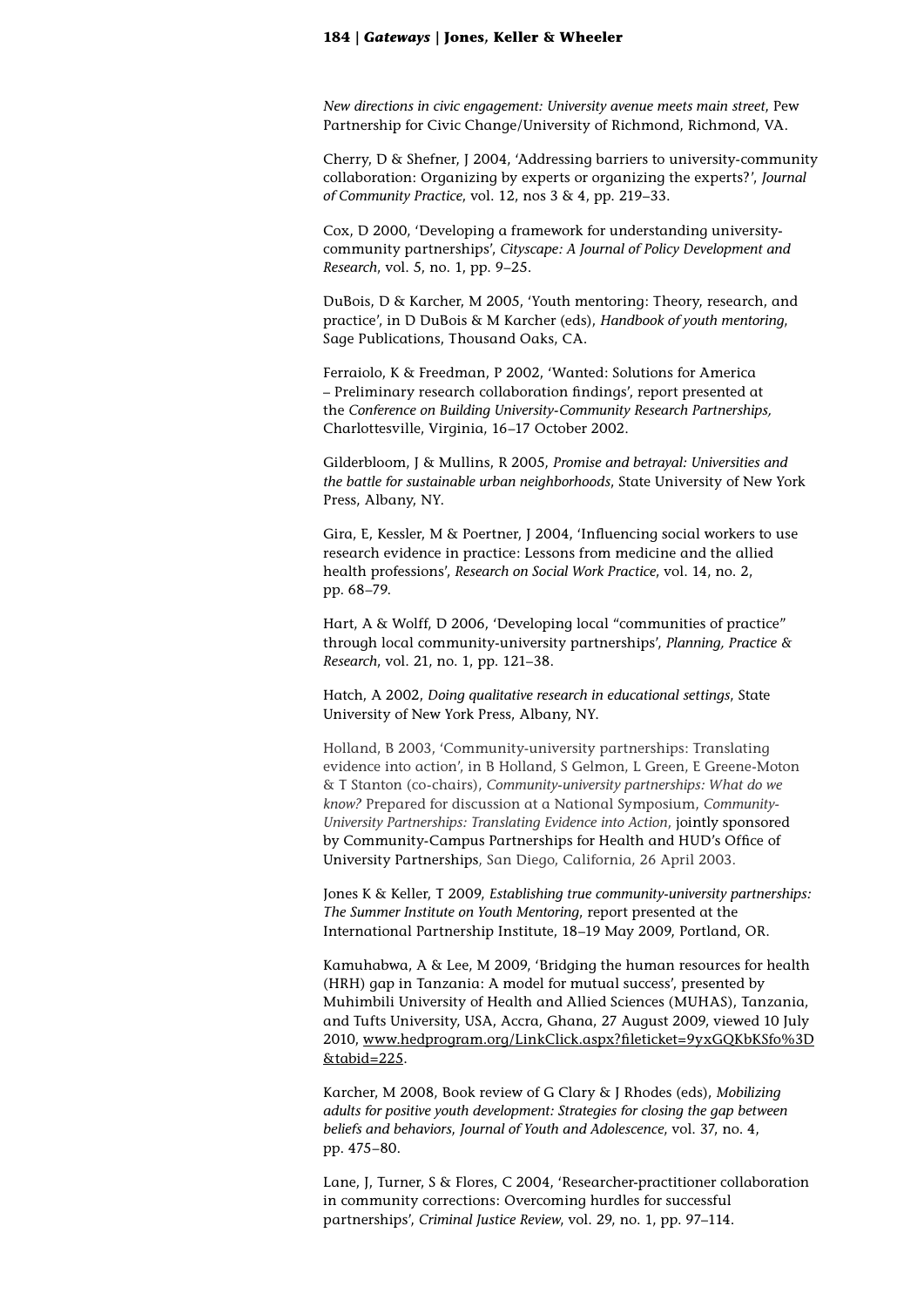*New directions in civic engagement: University avenue meets main street*, Pew Partnership for Civic Change/University of Richmond, Richmond, VA.

Cherry, D & Shefner, J 2004, 'Addressing barriers to university-community collaboration: Organizing by experts or organizing the experts?', *Journal of Community Practice*, vol. 12, nos 3 & 4, pp. 219–33.

Cox, D 2000, 'Developing a framework for understanding university-community partnerships', *Cityscape: A Journal of Policy Development and Research*, vol. 5, no. 1, pp. 9–25.

DuBois, D & Karcher, M 2005, 'Youth mentoring: Theory, research, and practice', in D DuBois & M Karcher (eds), *Handbook of youth mentoring*, Sage Publications, Thousand Oaks, CA.

Ferraiolo, K & Freedman, P 2002, 'Wanted: Solutions for America – Preliminary research collaboration findings', report presented at the *Conference on Building University-Community Research Partnerships,* Charlottesville, Virginia, 16–17 October 2002.

Gilderbloom, J & Mullins, R 2005, *Promise and betrayal: Universities and the battle for sustainable urban neighborhoods*, State University of New York Press, Albany, NY.

Gira, E, Kessler, M & Poertner, J 2004, 'Influencing social workers to use research evidence in practice: Lessons from medicine and the allied health professions', *Research on Social Work Practice*, vol. 14, no. 2, pp. 68–79.

Hart, A & Wolff, D 2006, 'Developing local "communities of practice" through local community-university partnerships', *Planning, Practice & Research*, vol. 21, no. 1, pp. 121–38.

Hatch, A 2002, *Doing qualitative research in educational settings*, State University of New York Press, Albany, NY.

Holland, B 2003, 'Community-university partnerships: Translating evidence into action', in B Holland, S Gelmon, L Green, E Greene-Moton & T Stanton (co-chairs), *Community-university partnerships: What do we know?* Prepared for discussion at a National Symposium, *Community-University Partnerships: Translating Evidence into Action*, jointly sponsored by Community-Campus Partnerships for Health and HUD's Office of University Partnerships, San Diego, California, 26 April 2003.

Jones K & Keller, T 2009, *Establishing true community-university partnerships: The Summer Institute on Youth Mentoring*, report presented at the International Partnership Institute, 18–19 May 2009, Portland, OR.

Kamuhabwa, A & Lee, M 2009, 'Bridging the human resources for health (HRH) gap in Tanzania: A model for mutual success', presented by Muhimbili University of Health and Allied Sciences (MUHAS), Tanzania, and Tufts University, USA, Accra, Ghana, 27 August 2009, viewed 10 July 2010, www.hedprogram.org/LinkClick.aspx?fileticket=9yxGQKbKSfo%3D&tabid=225.

Karcher, M 2008, Book review of G Clary & J Rhodes (eds), *Mobilizing adults for positive youth development: Strategies for closing the gap between beliefs and behaviors*, *Journal of Youth and Adolescence*, vol. 37, no. 4, pp. 475–80.

Lane, J, Turner, S & Flores, C 2004, 'Researcher-practitioner collaboration in community corrections: Overcoming hurdles for successful partnerships', *Criminal Justice Review*, vol. 29, no. 1, pp. 97–114.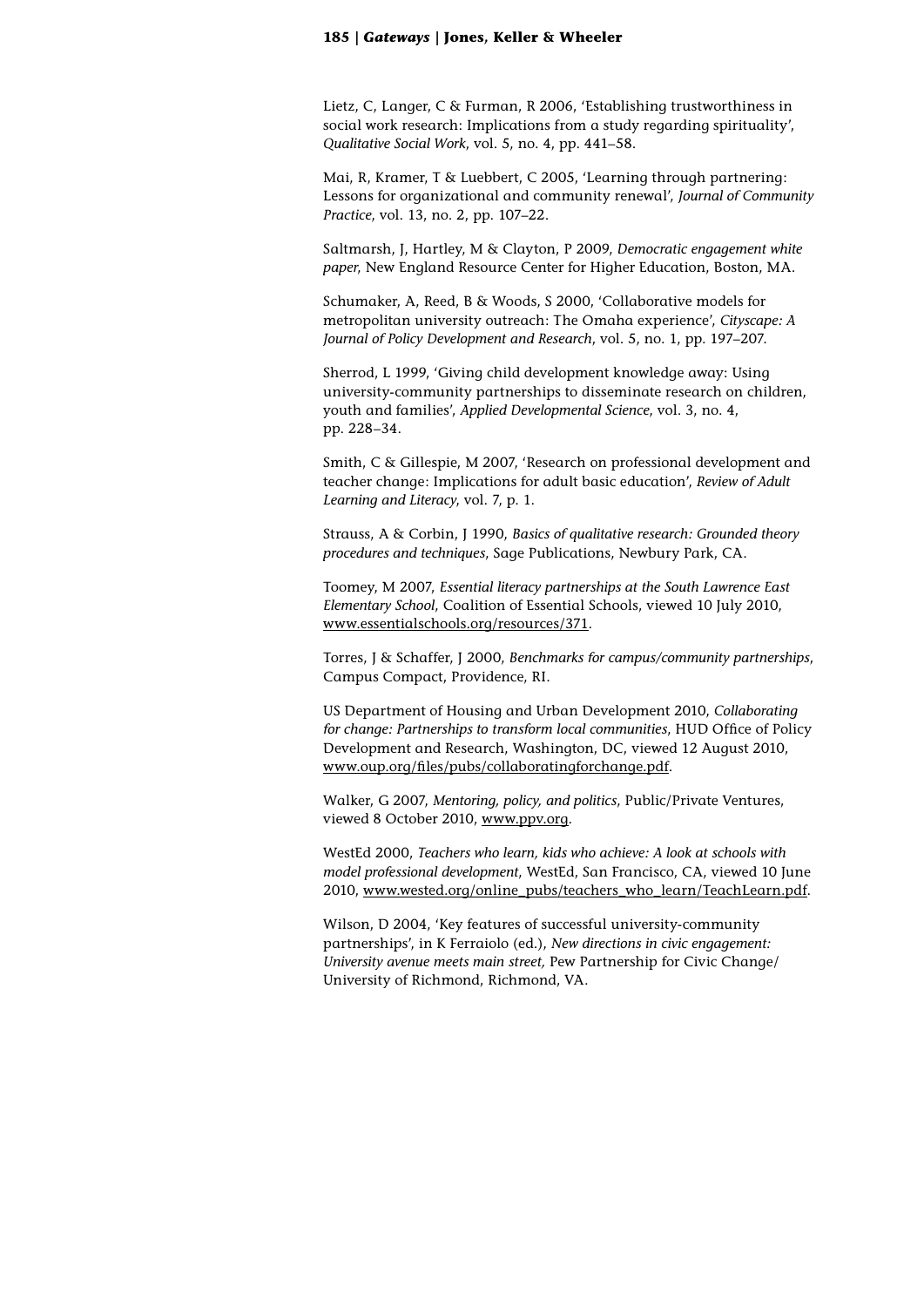Lietz, C, Langer, C & Furman, R 2006, 'Establishing trustworthiness in social work research: Implications from a study regarding spirituality', *Qualitative Social Work*, vol. 5, no. 4, pp. 441–58.

Mai, R, Kramer, T & Luebbert, C 2005, 'Learning through partnering: Lessons for organizational and community renewal', *Journal of Community Practice*, vol. 13, no. 2, pp. 107–22.

Saltmarsh, J, Hartley, M & Clayton, P 2009, *Democratic engagement white paper*, New England Resource Center for Higher Education, Boston, MA.

Schumaker, A, Reed, B & Woods, S 2000, 'Collaborative models for metropolitan university outreach: The Omaha experience', *Cityscape: A Journal of Policy Development and Research*, vol. 5, no. 1, pp. 197–207.

Sherrod, L 1999, 'Giving child development knowledge away: Using university-community partnerships to disseminate research on children, youth and families', *Applied Developmental Science*, vol. 3, no. 4, pp. 228–34.

Smith, C & Gillespie, M 2007, 'Research on professional development and teacher change: Implications for adult basic education', *Review of Adult Learning and Literacy*, vol. 7, p. 1.

Strauss, A & Corbin, J 1990, *Basics of qualitative research: Grounded theory procedures and techniques*, Sage Publications, Newbury Park, CA.

Toomey, M 2007, *Essential literacy partnerships at the South Lawrence East Elementary School*, Coalition of Essential Schools, viewed 10 July 2010, www.essentialschools.org/resources/371.

Torres, J & Schaffer, J 2000, *Benchmarks for campus/community partnerships*, Campus Compact, Providence, RI.

US Department of Housing and Urban Development 2010, *Collaborating for change: Partnerships to transform local communities*, HUD Office of Policy Development and Research, Washington, DC, viewed 12 August 2010, www.oup.org/files/pubs/collaboratingforchange.pdf.

Walker, G 2007, *Mentoring, policy, and politics*, Public/Private Ventures, viewed 8 October 2010, www.ppv.org.

WestEd 2000, *Teachers who learn, kids who achieve: A look at schools with model professional development*, WestEd, San Francisco, CA, viewed 10 June 2010, www.wested.org/online_pubs/teachers_who_learn/TeachLearn.pdf.

Wilson, D 2004, 'Key features of successful university-community partnerships', in K Ferraiolo (ed.), *New directions in civic engagement: University avenue meets main street,* Pew Partnership for Civic Change/University of Richmond, Richmond, VA.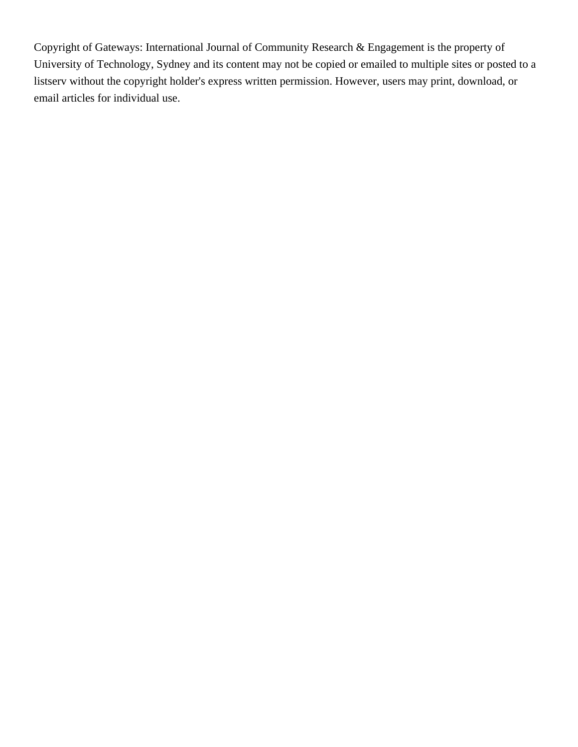Copyright of Gateways: International Journal of Community Research & Engagement is the property of University of Technology, Sydney and its content may not be copied or emailed to multiple sites or posted to a listserv without the copyright holder's express written permission. However, users may print, download, or email articles for individual use.